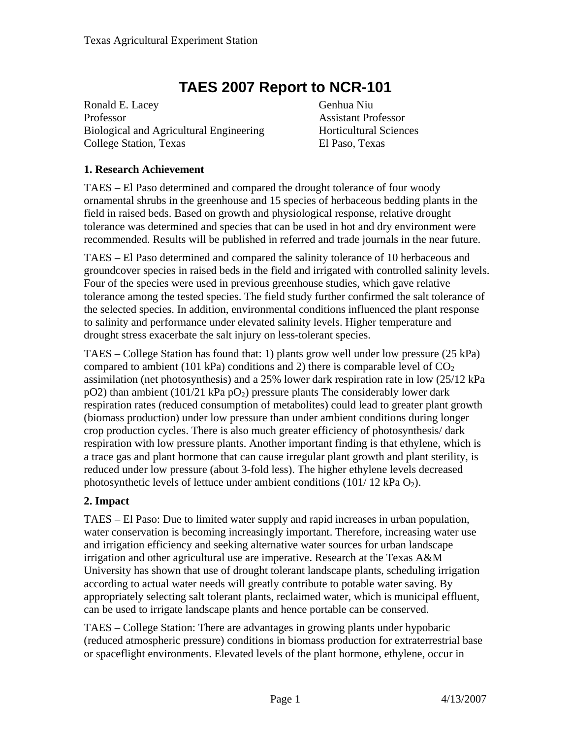# TAES 2007 Report to NCR-101

Ronald E. Lacey
Professor
Biological and Agricultural Engineering
College Station, Texas

Genhua Niu
Assistant Professor
Horticultural Sciences
El Paso, Texas

**1. Research Achievement**

TAES – El Paso determined and compared the drought tolerance of four woody ornamental shrubs in the greenhouse and 15 species of herbaceous bedding plants in the field in raised beds. Based on growth and physiological response, relative drought tolerance was determined and species that can be used in hot and dry environment were recommended. Results will be published in referred and trade journals in the near future.

TAES – El Paso determined and compared the salinity tolerance of 10 herbaceous and groundcover species in raised beds in the field and irrigated with controlled salinity levels. Four of the species were used in previous greenhouse studies, which gave relative tolerance among the tested species. The field study further confirmed the salt tolerance of the selected species. In addition, environmental conditions influenced the plant response to salinity and performance under elevated salinity levels. Higher temperature and drought stress exacerbate the salt injury on less-tolerant species.

TAES – College Station has found that: 1) plants grow well under low pressure (25 kPa) compared to ambient (101 kPa) conditions and 2) there is comparable level of $CO_2$ assimilation (net photosynthesis) and a 25% lower dark respiration rate in low (25/12 kPa pO2) than ambient (101/21 kPa $pO_2$) pressure plants The considerably lower dark respiration rates (reduced consumption of metabolites) could lead to greater plant growth (biomass production) under low pressure than under ambient conditions during longer crop production cycles. There is also much greater efficiency of photosynthesis/ dark respiration with low pressure plants. Another important finding is that ethylene, which is a trace gas and plant hormone that can cause irregular plant growth and plant sterility, is reduced under low pressure (about 3-fold less). The higher ethylene levels decreased photosynthetic levels of lettuce under ambient conditions (101/ 12 kPa $O_2$).

**2. Impact**

TAES – El Paso: Due to limited water supply and rapid increases in urban population, water conservation is becoming increasingly important. Therefore, increasing water use and irrigation efficiency and seeking alternative water sources for urban landscape irrigation and other agricultural use are imperative. Research at the Texas A&M University has shown that use of drought tolerant landscape plants, scheduling irrigation according to actual water needs will greatly contribute to potable water saving. By appropriately selecting salt tolerant plants, reclaimed water, which is municipal effluent, can be used to irrigate landscape plants and hence portable can be conserved.

TAES – College Station: There are advantages in growing plants under hypobaric (reduced atmospheric pressure) conditions in biomass production for extraterrestrial base or spaceflight environments. Elevated levels of the plant hormone, ethylene, occur in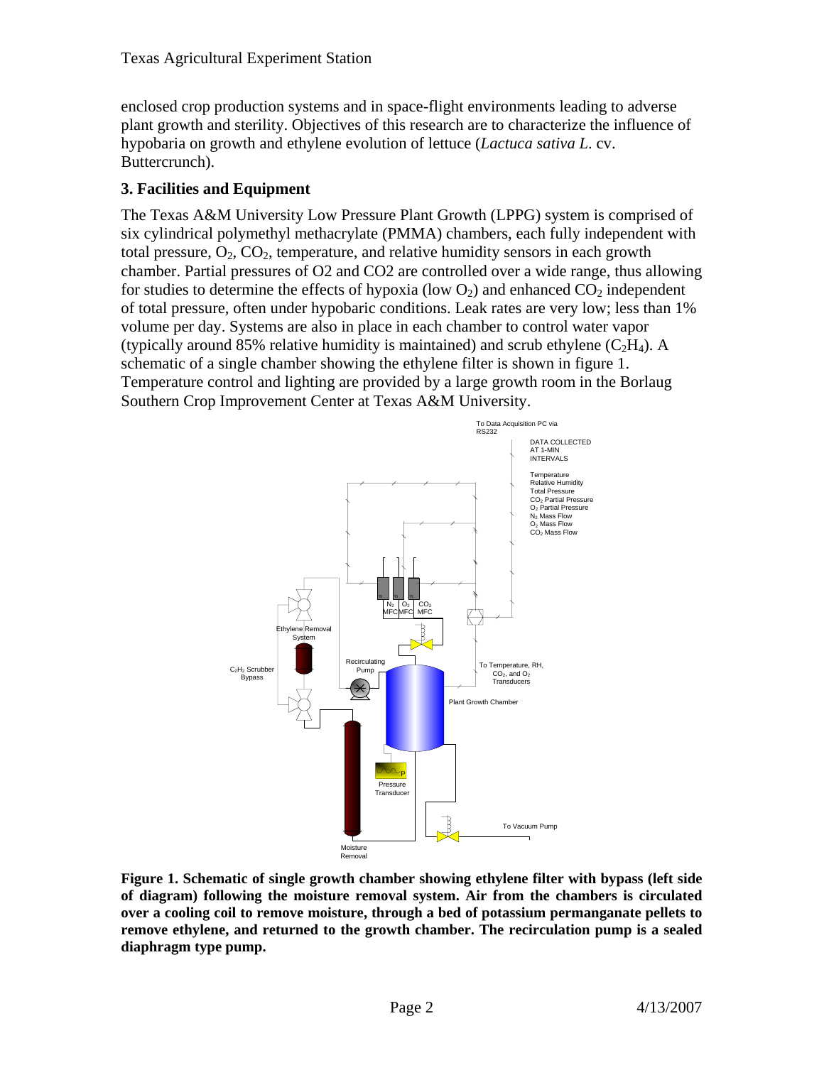enclosed crop production systems and in space-flight environments leading to adverse plant growth and sterility. Objectives of this research are to characterize the influence of hypobaria on growth and ethylene evolution of lettuce (*Lactuca sativa L.* cv. Buttercrunch).

### 3. Facilities and Equipment

The Texas A&M University Low Pressure Plant Growth (LPPG) system is comprised of six cylindrical polymethyl methacrylate (PMMA) chambers, each fully independent with total pressure, $O_2$, $CO_2$, temperature, and relative humidity sensors in each growth chamber. Partial pressures of O2 and CO2 are controlled over a wide range, thus allowing for studies to determine the effects of hypoxia (low $O_2$) and enhanced $CO_2$ independent of total pressure, often under hypobaric conditions. Leak rates are very low; less than 1% volume per day. Systems are also in place in each chamber to control water vapor (typically around 85% relative humidity is maintained) and scrub ethylene ($C_2H_4$). A schematic of a single chamber showing the ethylene filter is shown in figure 1. Temperature control and lighting are provided by a large growth room in the Borlaug Southern Crop Improvement Center at Texas A&M University.

**Figure 1. Schematic of single growth chamber showing ethylene filter with bypass (left side of diagram) following the moisture removal system. Air from the chambers is circulated over a cooling coil to remove moisture, through a bed of potassium permanganate pellets to remove ethylene, and returned to the growth chamber. The recirculation pump is a sealed diaphragm type pump.**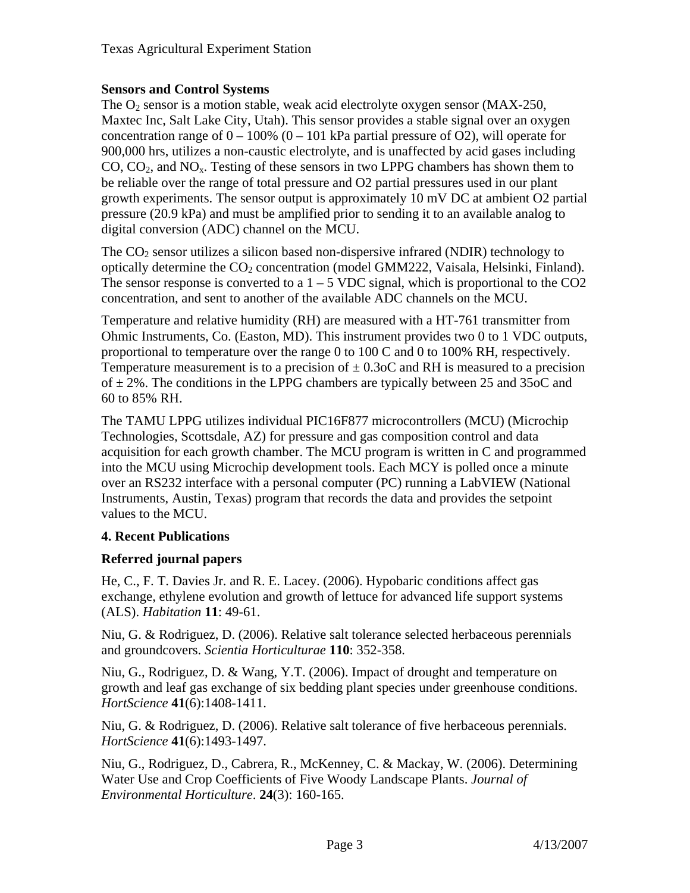### Sensors and Control Systems

The $O_2$ sensor is a motion stable, weak acid electrolyte oxygen sensor (MAX-250, Maxtec Inc, Salt Lake City, Utah). This sensor provides a stable signal over an oxygen concentration range of 0 – 100% (0 – 101 kPa partial pressure of O2), will operate for 900,000 hrs, utilizes a non-caustic electrolyte, and is unaffected by acid gases including CO, $CO_2$, and $NO_x$. Testing of these sensors in two LPPG chambers has shown them to be reliable over the range of total pressure and O2 partial pressures used in our plant growth experiments. The sensor output is approximately 10 mV DC at ambient O2 partial pressure (20.9 kPa) and must be amplified prior to sending it to an available analog to digital conversion (ADC) channel on the MCU.

The $CO_2$ sensor utilizes a silicon based non-dispersive infrared (NDIR) technology to optically determine the $CO_2$ concentration (model GMM222, Vaisala, Helsinki, Finland). The sensor response is converted to a 1 – 5 VDC signal, which is proportional to the CO2 concentration, and sent to another of the available ADC channels on the MCU.

Temperature and relative humidity (RH) are measured with a HT-761 transmitter from Ohmic Instruments, Co. (Easton, MD). This instrument provides two 0 to 1 VDC outputs, proportional to temperature over the range 0 to 100 C and 0 to 100% RH, respectively. Temperature measurement is to a precision of ± 0.3oC and RH is measured to a precision of ± 2%. The conditions in the LPPG chambers are typically between 25 and 35oC and 60 to 85% RH.

The TAMU LPPG utilizes individual PIC16F877 microcontrollers (MCU) (Microchip Technologies, Scottsdale, AZ) for pressure and gas composition control and data acquisition for each growth chamber. The MCU program is written in C and programmed into the MCU using Microchip development tools. Each MCY is polled once a minute over an RS232 interface with a personal computer (PC) running a LabVIEW (National Instruments, Austin, Texas) program that records the data and provides the setpoint values to the MCU.

## 4. Recent Publications

### Referred journal papers

He, C., F. T. Davies Jr. and R. E. Lacey. (2006). Hypobaric conditions affect gas exchange, ethylene evolution and growth of lettuce for advanced life support systems (ALS). *Habitation* **11**: 49-61.

Niu, G. & Rodriguez, D. (2006). Relative salt tolerance selected herbaceous perennials and groundcovers. *Scientia Horticulturae* **110**: 352-358.

Niu, G., Rodriguez, D. & Wang, Y.T. (2006). Impact of drought and temperature on growth and leaf gas exchange of six bedding plant species under greenhouse conditions. *HortScience* **41**(6):1408-1411.

Niu, G. & Rodriguez, D. (2006). Relative salt tolerance of five herbaceous perennials. *HortScience* **41**(6):1493-1497.

Niu, G., Rodriguez, D., Cabrera, R., McKenney, C. & Mackay, W. (2006). Determining Water Use and Crop Coefficients of Five Woody Landscape Plants. *Journal of Environmental Horticulture*. **24**(3): 160-165.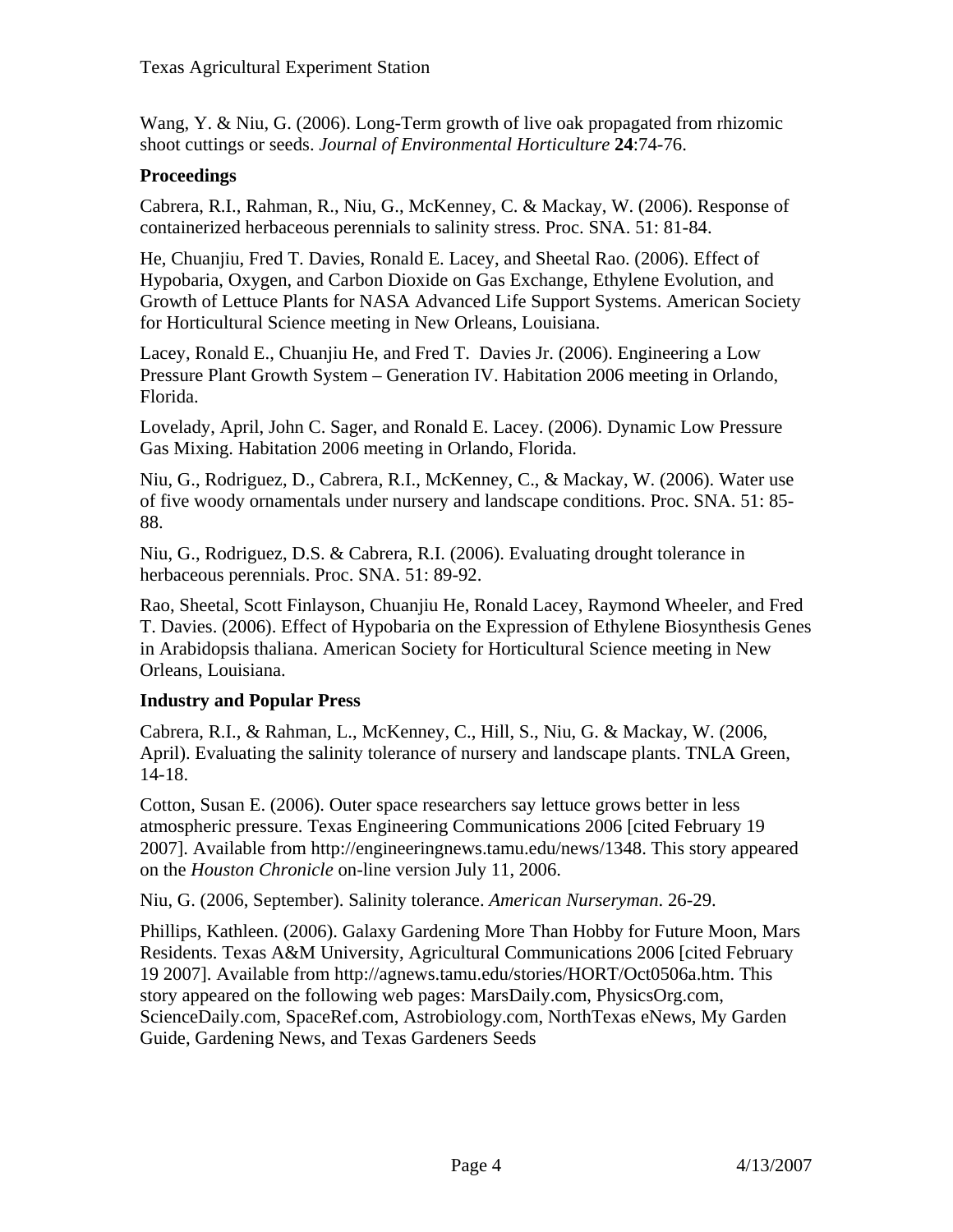Wang, Y. & Niu, G. (2006). Long-Term growth of live oak propagated from rhizomic shoot cuttings or seeds. *Journal of Environmental Horticulture* **24**:74-76.

### Proceedings

Cabrera, R.I., Rahman, R., Niu, G., McKenney, C. & Mackay, W. (2006). Response of containerized herbaceous perennials to salinity stress. Proc. SNA. 51: 81-84.

He, Chuanjiu, Fred T. Davies, Ronald E. Lacey, and Sheetal Rao. (2006). Effect of Hypobaria, Oxygen, and Carbon Dioxide on Gas Exchange, Ethylene Evolution, and Growth of Lettuce Plants for NASA Advanced Life Support Systems. American Society for Horticultural Science meeting in New Orleans, Louisiana.

Lacey, Ronald E., Chuanjiu He, and Fred T. Davies Jr. (2006). Engineering a Low Pressure Plant Growth System – Generation IV. Habitation 2006 meeting in Orlando, Florida.

Lovelady, April, John C. Sager, and Ronald E. Lacey. (2006). Dynamic Low Pressure Gas Mixing. Habitation 2006 meeting in Orlando, Florida.

Niu, G., Rodriguez, D., Cabrera, R.I., McKenney, C., & Mackay, W. (2006). Water use of five woody ornamentals under nursery and landscape conditions. Proc. SNA. 51: 85-88.

Niu, G., Rodriguez, D.S. & Cabrera, R.I. (2006). Evaluating drought tolerance in herbaceous perennials. Proc. SNA. 51: 89-92.

Rao, Sheetal, Scott Finlayson, Chuanjiu He, Ronald Lacey, Raymond Wheeler, and Fred T. Davies. (2006). Effect of Hypobaria on the Expression of Ethylene Biosynthesis Genes in Arabidopsis thaliana. American Society for Horticultural Science meeting in New Orleans, Louisiana.

### Industry and Popular Press

Cabrera, R.I., & Rahman, L., McKenney, C., Hill, S., Niu, G. & Mackay, W. (2006, April). Evaluating the salinity tolerance of nursery and landscape plants. TNLA Green, 14-18.

Cotton, Susan E. (2006). Outer space researchers say lettuce grows better in less atmospheric pressure. Texas Engineering Communications 2006 [cited February 19 2007]. Available from http://engineeringnews.tamu.edu/news/1348. This story appeared on the *Houston Chronicle* on-line version July 11, 2006.

Niu, G. (2006, September). Salinity tolerance. *American Nurseryman*. 26-29.

Phillips, Kathleen. (2006). Galaxy Gardening More Than Hobby for Future Moon, Mars Residents. Texas A&M University, Agricultural Communications 2006 [cited February 19 2007]. Available from http://agnews.tamu.edu/stories/HORT/Oct0506a.htm. This story appeared on the following web pages: MarsDaily.com, PhysicsOrg.com, ScienceDaily.com, SpaceRef.com, Astrobiology.com, NorthTexas eNews, My Garden Guide, Gardening News, and Texas Gardeners Seeds